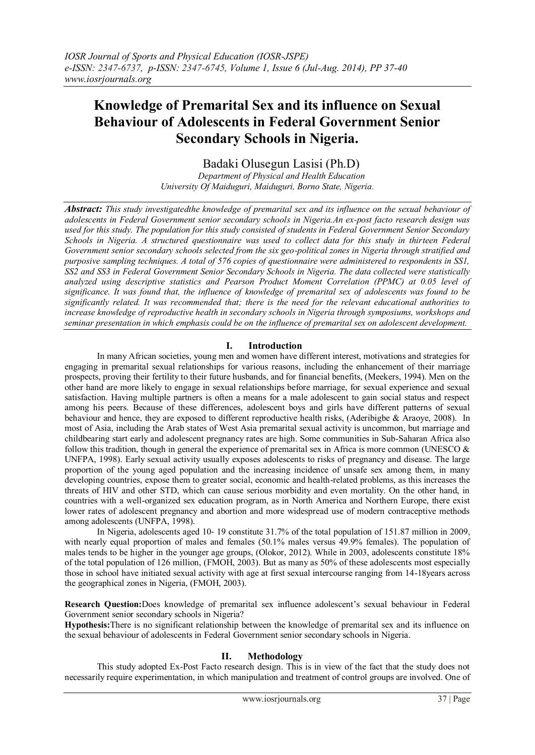# Knowledge of Premarital Sex and its influence on Sexual Behaviour of Adolescents in Federal Government Senior Secondary Schools in Nigeria.

Badaki Olusegun Lasisi (Ph.D)

*Department of Physical and Health Education*
*University Of Maiduguri, Maiduguri, Borno State, Nigeria.*

***Abstract:*** *This study investigatedthe knowledge of premarital sex and its influence on the sexual behaviour of adolescents in Federal Government senior secondary schools in Nigeria.An ex-post facto research design was used for this study. The population for this study consisted of students in Federal Government Senior Secondary Schools in Nigeria. A structured questionnaire was used to collect data for this study in thirteen Federal Government senior secondary schools selected from the six geo-political zones in Nigeria through stratified and purposive sampling techniques. A total of 576 copies of questionnaire were administered to respondents in SS1, SS2 and SS3 in Federal Government Senior Secondary Schools in Nigeria. The data collected were statistically analyzed using descriptive statistics and Pearson Product Moment Correlation (PPMC) at 0.05 level of significance. It was found that, the influence of knowledge of premarital sex of adolescents was found to be significantly related. It was recommended that; there is the need for the relevant educational authorities to increase knowledge of reproductive health in secondary schools in Nigeria through symposiums, workshops and seminar presentation in which emphasis could be on the influence of premarital sex on adolescent development.*

## I. Introduction

In many African societies, young men and women have different interest, motivations and strategies for engaging in premarital sexual relationships for various reasons, including the enhancement of their marriage prospects, proving their fertility to their future husbands, and for financial benefits, (Meekers, 1994). Men on the other hand are more likely to engage in sexual relationships before marriage, for sexual experience and sexual satisfaction. Having multiple partners is often a means for a male adolescent to gain social status and respect among his peers. Because of these differences, adolescent boys and girls have different patterns of sexual behaviour and hence, they are exposed to different reproductive health risks, (Aderibigbe & Araoye, 2008). In most of Asia, including the Arab states of West Asia premarital sexual activity is uncommon, but marriage and childbearing start early and adolescent pregnancy rates are high. Some communities in Sub-Saharan Africa also follow this tradition, though in general the experience of premarital sex in Africa is more common (UNESCO & UNFPA, 1998). Early sexual activity usually exposes adolescents to risks of pregnancy and disease. The large proportion of the young aged population and the increasing incidence of unsafe sex among them, in many developing countries, expose them to greater social, economic and health-related problems, as this increases the threats of HIV and other STD, which can cause serious morbidity and even mortality. On the other hand, in countries with a well-organized sex education program, as in North America and Northern Europe, there exist lower rates of adolescent pregnancy and abortion and more widespread use of modern contraceptive methods among adolescents (UNFPA, 1998).

In Nigeria, adolescents aged 10- 19 constitute 31.7% of the total population of 151.87 million in 2009, with nearly equal proportion of males and females (50.1% males versus 49.9% females). The population of males tends to be higher in the younger age groups, (Olokor, 2012). While in 2003, adolescents constitute 18% of the total population of 126 million, (FMOH, 2003). But as many as 50% of these adolescents most especially those in school have initiated sexual activity with age at first sexual intercourse ranging from 14-18years across the geographical zones in Nigeria, (FMOH, 2003).

**Research Question:**Does knowledge of premarital sex influence adolescent's sexual behaviour in Federal Government senior secondary schools in Nigeria?

**Hypothesis:**There is no significant relationship between the knowledge of premarital sex and its influence on the sexual behaviour of adolescents in Federal Government senior secondary schools in Nigeria.

## II. Methodology

This study adopted Ex-Post Facto research design. This is in view of the fact that the study does not necessarily require experimentation, in which manipulation and treatment of control groups are involved. One of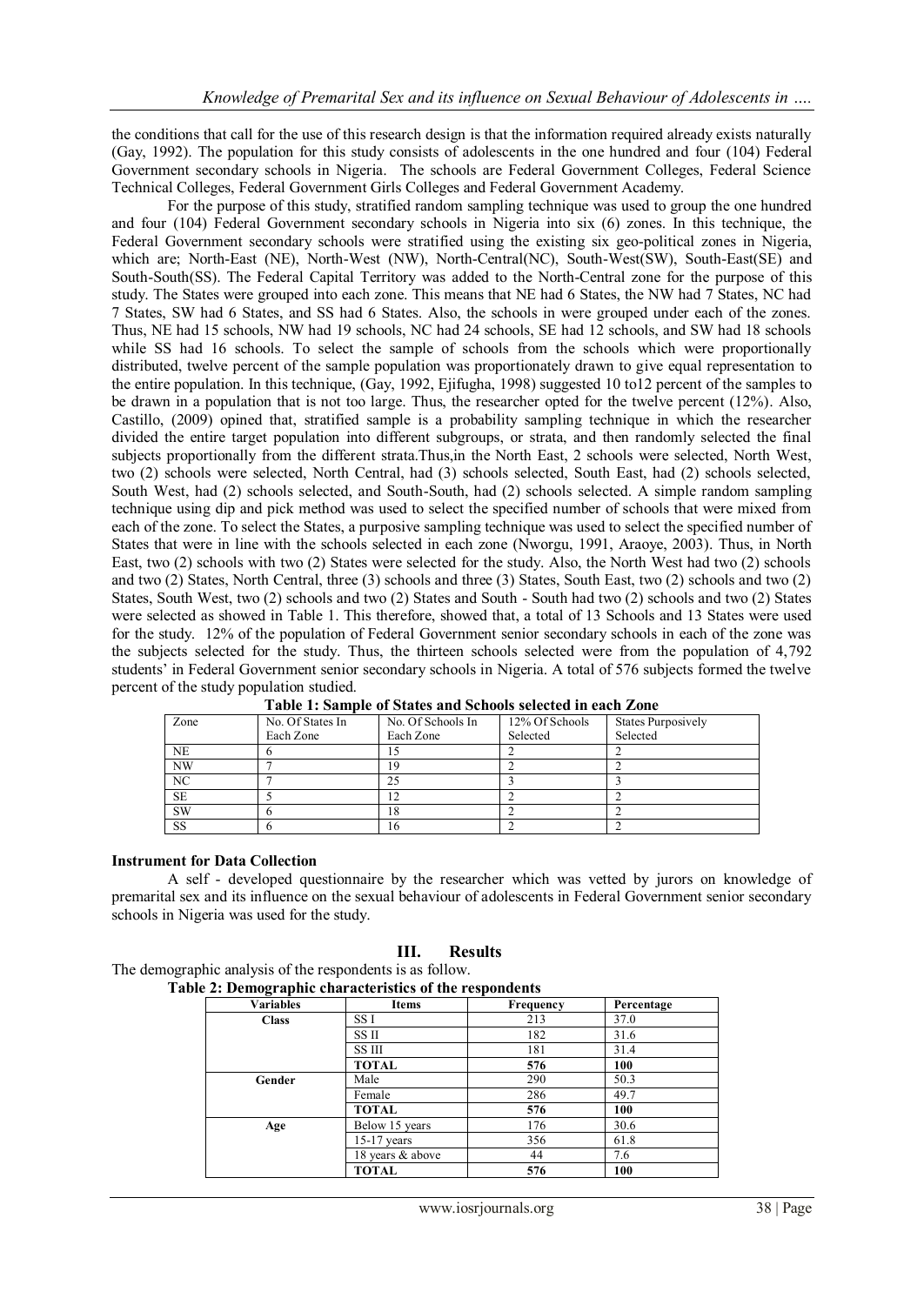the conditions that call for the use of this research design is that the information required already exists naturally (Gay, 1992). The population for this study consists of adolescents in the one hundred and four (104) Federal Government secondary schools in Nigeria. The schools are Federal Government Colleges, Federal Science Technical Colleges, Federal Government Girls Colleges and Federal Government Academy.

For the purpose of this study, stratified random sampling technique was used to group the one hundred and four (104) Federal Government secondary schools in Nigeria into six (6) zones. In this technique, the Federal Government secondary schools were stratified using the existing six geo-political zones in Nigeria, which are; North-East (NE), North-West (NW), North-Central(NC), South-West(SW), South-East(SE) and South-South(SS). The Federal Capital Territory was added to the North-Central zone for the purpose of this study. The States were grouped into each zone. This means that NE had 6 States, the NW had 7 States, NC had 7 States, SW had 6 States, and SS had 6 States. Also, the schools in were grouped under each of the zones. Thus, NE had 15 schools, NW had 19 schools, NC had 24 schools, SE had 12 schools, and SW had 18 schools while SS had 16 schools. To select the sample of schools from the schools which were proportionally distributed, twelve percent of the sample population was proportionately drawn to give equal representation to the entire population. In this technique, (Gay, 1992, Ejifugha, 1998) suggested 10 to12 percent of the samples to be drawn in a population that is not too large. Thus, the researcher opted for the twelve percent (12%). Also, Castillo, (2009) opined that, stratified sample is a probability sampling technique in which the researcher divided the entire target population into different subgroups, or strata, and then randomly selected the final subjects proportionally from the different strata.Thus,in the North East, 2 schools were selected, North West, two (2) schools were selected, North Central, had (3) schools selected, South East, had (2) schools selected, South West, had (2) schools selected, and South-South, had (2) schools selected. A simple random sampling technique using dip and pick method was used to select the specified number of schools that were mixed from each of the zone. To select the States, a purposive sampling technique was used to select the specified number of States that were in line with the schools selected in each zone (Nworgu, 1991, Araoye, 2003). Thus, in North East, two (2) schools with two (2) States were selected for the study. Also, the North West had two (2) schools and two (2) States, North Central, three (3) schools and three (3) States, South East, two (2) schools and two (2) States, South West, two (2) schools and two (2) States and South - South had two (2) schools and two (2) States were selected as showed in Table 1. This therefore, showed that, a total of 13 Schools and 13 States were used for the study. 12% of the population of Federal Government senior secondary schools in each of the zone was the subjects selected for the study. Thus, the thirteen schools selected were from the population of 4,792 students' in Federal Government senior secondary schools in Nigeria. A total of 576 subjects formed the twelve percent of the study population studied.

**Table 1: Sample of States and Schools selected in each Zone**

| Zone | No. Of States In Each Zone | No. Of Schools In Each Zone | 12% Of Schools Selected | States Purposively Selected |
|---|---|---|---|---|
| NE | 6 | 15 | 2 | 2 |
| NW | 7 | 19 | 2 | 2 |
| NC | 7 | 25 | 3 | 3 |
| SE | 5 | 12 | 2 | 2 |
| SW | 6 | 18 | 2 | 2 |
| SS | 6 | 16 | 2 | 2 |

### Instrument for Data Collection

A self - developed questionnaire by the researcher which was vetted by jurors on knowledge of premarital sex and its influence on the sexual behaviour of adolescents in Federal Government senior secondary schools in Nigeria was used for the study.

## III. Results

The demographic analysis of the respondents is as follow.

**Table 2: Demographic characteristics of the respondents**

| Variables | Items | Frequency | Percentage |
|---|---|---|---|
| **Class** | SS I | 213 | 37.0 |
| | SS II | 182 | 31.6 |
| | SS III | 181 | 31.4 |
| | **TOTAL** | **576** | **100** |
| **Gender** | Male | 290 | 50.3 |
| | Female | 286 | 49.7 |
| | **TOTAL** | **576** | **100** |
| **Age** | Below 15 years | 176 | 30.6 |
| | 15-17 years | 356 | 61.8 |
| | 18 years & above | 44 | 7.6 |
| | **TOTAL** | **576** | **100** |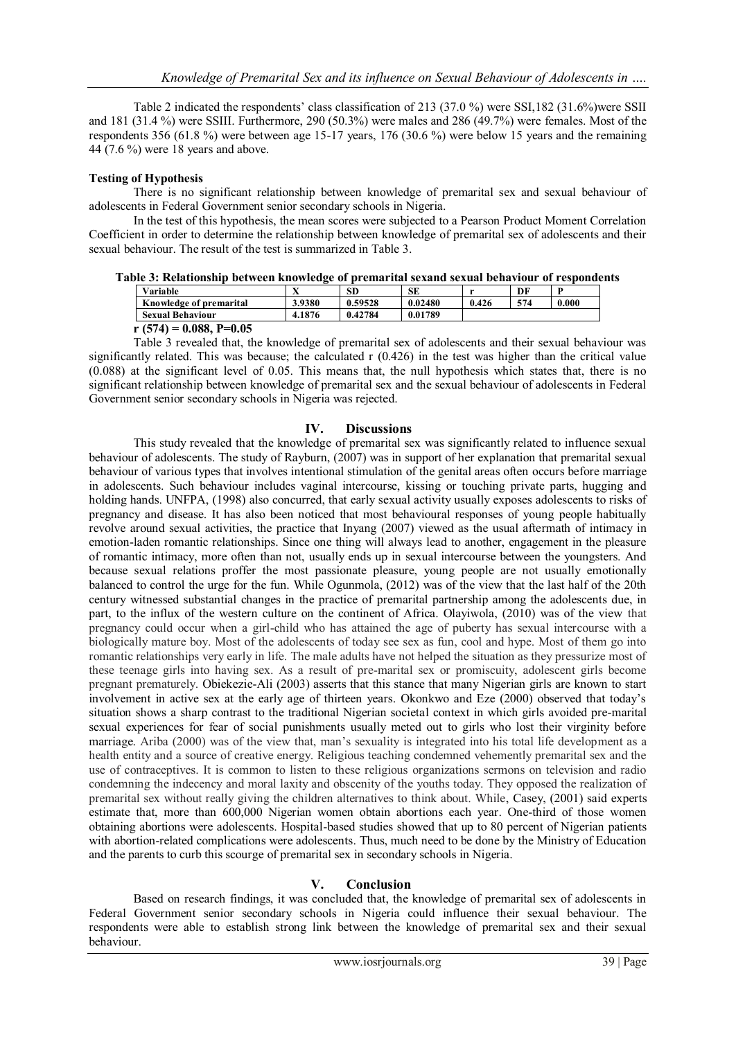Table 2 indicated the respondents' class classification of 213 (37.0 %) were SSI,182 (31.6%)were SSII and 181 (31.4 %) were SSIII. Furthermore, 290 (50.3%) were males and 286 (49.7%) were females. Most of the respondents 356 (61.8 %) were between age 15-17 years, 176 (30.6 %) were below 15 years and the remaining 44 (7.6 %) were 18 years and above.

**Testing of Hypothesis**

There is no significant relationship between knowledge of premarital sex and sexual behaviour of adolescents in Federal Government senior secondary schools in Nigeria.

In the test of this hypothesis, the mean scores were subjected to a Pearson Product Moment Correlation Coefficient in order to determine the relationship between knowledge of premarital sex of adolescents and their sexual behaviour. The result of the test is summarized in Table 3.

**Table 3: Relationship between knowledge of premarital sexand sexual behaviour of respondents**

| Variable | X | SD | SE | r | DF | P |
|---|---|---|---|---|---|---|
| Knowledge of premarital | 3.9380 | 0.59528 | 0.02480 | 0.426 | 574 | 0.000 |
| Sexual Behaviour | 4.1876 | 0.42784 | 0.01789 | | | |

**r (574) = 0.088, P=0.05**

Table 3 revealed that, the knowledge of premarital sex of adolescents and their sexual behaviour was significantly related. This was because; the calculated r (0.426) in the test was higher than the critical value (0.088) at the significant level of 0.05. This means that, the null hypothesis which states that, there is no significant relationship between knowledge of premarital sex and the sexual behaviour of adolescents in Federal Government senior secondary schools in Nigeria was rejected.

## IV. Discussions

This study revealed that the knowledge of premarital sex was significantly related to influence sexual behaviour of adolescents. The study of Rayburn, (2007) was in support of her explanation that premarital sexual behaviour of various types that involves intentional stimulation of the genital areas often occurs before marriage in adolescents. Such behaviour includes vaginal intercourse, kissing or touching private parts, hugging and holding hands. UNFPA, (1998) also concurred, that early sexual activity usually exposes adolescents to risks of pregnancy and disease. It has also been noticed that most behavioural responses of young people habitually revolve around sexual activities, the practice that Inyang (2007) viewed as the usual aftermath of intimacy in emotion-laden romantic relationships. Since one thing will always lead to another, engagement in the pleasure of romantic intimacy, more often than not, usually ends up in sexual intercourse between the youngsters. And because sexual relations proffer the most passionate pleasure, young people are not usually emotionally balanced to control the urge for the fun. While Ogunmola, (2012) was of the view that the last half of the 20th century witnessed substantial changes in the practice of premarital partnership among the adolescents due, in part, to the influx of the western culture on the continent of Africa. Olayiwola, (2010) was of the view that pregnancy could occur when a girl-child who has attained the age of puberty has sexual intercourse with a biologically mature boy. Most of the adolescents of today see sex as fun, cool and hype. Most of them go into romantic relationships very early in life. The male adults have not helped the situation as they pressurize most of these teenage girls into having sex. As a result of pre-marital sex or promiscuity, adolescent girls become pregnant prematurely. Obiekezie-Ali (2003) asserts that this stance that many Nigerian girls are known to start involvement in active sex at the early age of thirteen years. Okonkwo and Eze (2000) observed that today's situation shows a sharp contrast to the traditional Nigerian societal context in which girls avoided pre-marital sexual experiences for fear of social punishments usually meted out to girls who lost their virginity before marriage. Ariba (2000) was of the view that, man's sexuality is integrated into his total life development as a health entity and a source of creative energy. Religious teaching condemned vehemently premarital sex and the use of contraceptives. It is common to listen to these religious organizations sermons on television and radio condemning the indecency and moral laxity and obscenity of the youths today. They opposed the realization of premarital sex without really giving the children alternatives to think about. While, Casey, (2001) said experts estimate that, more than 600,000 Nigerian women obtain abortions each year. One-third of those women obtaining abortions were adolescents. Hospital-based studies showed that up to 80 percent of Nigerian patients with abortion-related complications were adolescents. Thus, much need to be done by the Ministry of Education and the parents to curb this scourge of premarital sex in secondary schools in Nigeria.

## V. Conclusion

Based on research findings, it was concluded that, the knowledge of premarital sex of adolescents in Federal Government senior secondary schools in Nigeria could influence their sexual behaviour. The respondents were able to establish strong link between the knowledge of premarital sex and their sexual behaviour.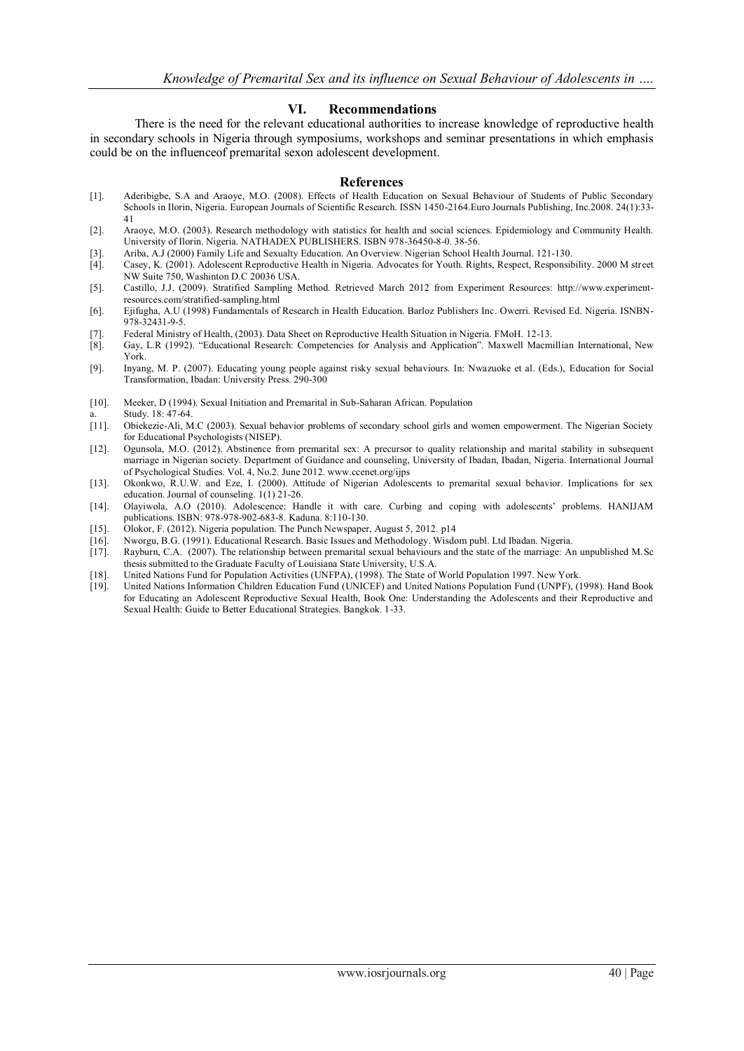## VI. Recommendations

There is the need for the relevant educational authorities to increase knowledge of reproductive health in secondary schools in Nigeria through symposiums, workshops and seminar presentations in which emphasis could be on the influenceof premarital sexon adolescent development.

## References

[1]. Aderibigbe, S.A and Araoye, M.O. (2008). Effects of Health Education on Sexual Behaviour of Students of Public Secondary Schools in Ilorin, Nigeria. European Journals of Scientific Research. ISSN 1450-2164.Euro Journals Publishing, Inc.2008. 24(1):33-41

[2]. Araoye, M.O. (2003). Research methodology with statistics for health and social sciences. Epidemiology and Community Health. University of Ilorin. Nigeria. NATHADEX PUBLISHERS. ISBN 978-36450-8-0. 38-56.

[3]. Ariba, A.J (2000) Family Life and Sexualty Education. An Overview. Nigerian School Health Journal. 121-130.

[4]. Casey, K. (2001). Adolescent Reproductive Health in Nigeria. Advocates for Youth. Rights, Respect, Responsibility. 2000 M street NW Suite 750, Washinton D.C 20036 USA.

[5]. Castillo, J.J. (2009). Stratified Sampling Method. Retrieved March 2012 from Experiment Resources: http://www.experiment-resources.com/stratified-sampling.html

[6]. Ejifugha, A.U (1998) Fundamentals of Research in Health Education. Barloz Publishers Inc. Owerri. Revised Ed. Nigeria. ISNBN-978-32431-9-5.

[7]. Federal Ministry of Health, (2003). Data Sheet on Reproductive Health Situation in Nigeria. FMoH. 12-13.

[8]. Gay, L.R (1992). "Educational Research: Competencies for Analysis and Application". Maxwell Macmillian International, New York.

[9]. Inyang, M. P. (2007). Educating young people against risky sexual behaviours. In: Nwazuoke et al. (Eds.), Education for Social Transformation, Ibadan: University Press. 290-300

[10]. Meeker, D (1994). Sexual Initiation and Premarital in Sub-Saharan African. Population

a. Study. 18: 47-64.

[11]. Obiekezie-Ali, M.C (2003). Sexual behavior problems of secondary school girls and women empowerment. The Nigerian Society for Educational Psychologists (NISEP).

[12]. Ogunsola, M.O. (2012). Abstinence from premarital sex: A precursor to quality relationship and marital stability in subsequent marriage in Nigerian society. Department of Guidance and counseling, University of Ibadan, Ibadan, Nigeria. International Journal of Psychological Studies. Vol. 4, No.2. June 2012. www.ccenet.org/ijps

[13]. Okonkwo, R.U.W. and Eze, I. (2000). Attitude of Nigerian Adolescents to premarital sexual behavior. Implications for sex education. Journal of counseling. 1(1) 21-26.

[14]. Olayiwola, A.O (2010). Adolescence: Handle it with care. Curbing and coping with adolescents' problems. HANIJAM publications. ISBN: 978-978-902-683-8. Kaduna. 8:110-130.

[15]. Olokor, F. (2012). Nigeria population. The Punch Newspaper, August 5, 2012. p14

[16]. Nworgu, B.G. (1991). Educational Research. Basic Issues and Methodology. Wisdom publ. Ltd Ibadan. Nigeria.

[17]. Rayburn, C.A. (2007). The relationship between premarital sexual behaviours and the state of the marriage: An unpublished M.Sc thesis submitted to the Graduate Faculty of Louisiana State University, U.S.A.

[18]. United Nations Fund for Population Activities (UNFPA), (1998). The State of World Population 1997. New York.

[19]. United Nations Information Children Education Fund (UNICEF) and United Nations Population Fund (UNPF), (1998). Hand Book for Educating an Adolescent Reproductive Sexual Health, Book One: Understanding the Adolescents and their Reproductive and Sexual Health: Guide to Better Educational Strategies. Bangkok. 1-33.